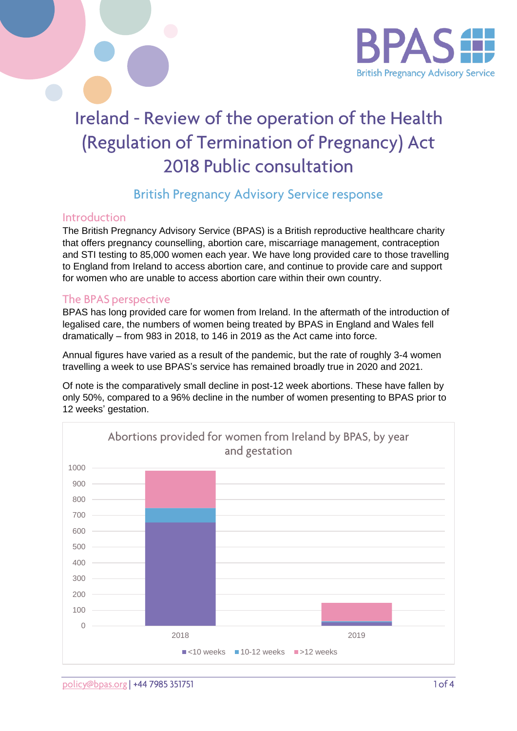BPAS
British Pregnancy Advisory Service

# Ireland - Review of the operation of the Health (Regulation of Termination of Pregnancy) Act 2018 Public consultation

## British Pregnancy Advisory Service response

### Introduction

The British Pregnancy Advisory Service (BPAS) is a British reproductive healthcare charity that offers pregnancy counselling, abortion care, miscarriage management, contraception and STI testing to 85,000 women each year. We have long provided care to those travelling to England from Ireland to access abortion care, and continue to provide care and support for women who are unable to access abortion care within their own country.

### The BPAS perspective

BPAS has long provided care for women from Ireland. In the aftermath of the introduction of legalised care, the numbers of women being treated by BPAS in England and Wales fell dramatically – from 983 in 2018, to 146 in 2019 as the Act came into force.

Annual figures have varied as a result of the pandemic, but the rate of roughly 3-4 women travelling a week to use BPAS's service has remained broadly true in 2020 and 2021.

Of note is the comparatively small decline in post-12 week abortions. These have fallen by only 50%, compared to a 96% decline in the number of women presenting to BPAS prior to 12 weeks' gestation.

Abortions provided for women from Ireland by BPAS, by year and gestation

(Stacked bar chart; y-axis 0–1000; x-axis: 2018, 2019; legend: <10 weeks, 10-12 weeks, >12 weeks)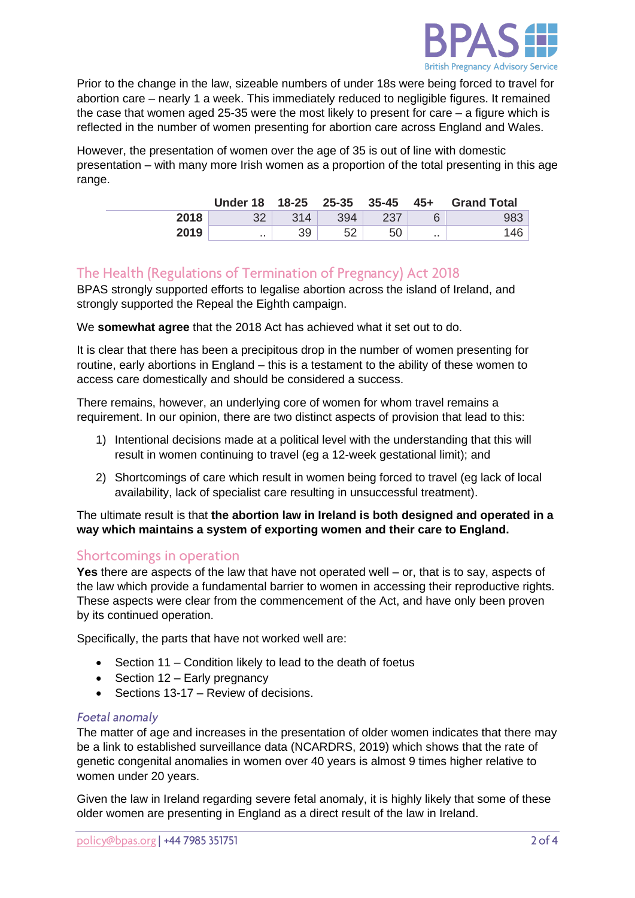Prior to the change in the law, sizeable numbers of under 18s were being forced to travel for abortion care – nearly 1 a week. This immediately reduced to negligible figures. It remained the case that women aged 25-35 were the most likely to present for care – a figure which is reflected in the number of women presenting for abortion care across England and Wales.

However, the presentation of women over the age of 35 is out of line with domestic presentation – with many more Irish women as a proportion of the total presenting in this age range.

| | Under 18 | 18-25 | 25-35 | 35-45 | 45+ | Grand Total |
|---|---|---|---|---|---|---|
| **2018** | 32 | 314 | 394 | 237 | 6 | 983 |
| **2019** | .. | 39 | 52 | 50 | .. | 146 |

## The Health (Regulations of Termination of Pregnancy) Act 2018

BPAS strongly supported efforts to legalise abortion across the island of Ireland, and strongly supported the Repeal the Eighth campaign.

We **somewhat agree** that the 2018 Act has achieved what it set out to do.

It is clear that there has been a precipitous drop in the number of women presenting for routine, early abortions in England – this is a testament to the ability of these women to access care domestically and should be considered a success.

There remains, however, an underlying core of women for whom travel remains a requirement. In our opinion, there are two distinct aspects of provision that lead to this:

1) Intentional decisions made at a political level with the understanding that this will result in women continuing to travel (eg a 12-week gestational limit); and
2) Shortcomings of care which result in women being forced to travel (eg lack of local availability, lack of specialist care resulting in unsuccessful treatment).

The ultimate result is that **the abortion law in Ireland is both designed and operated in a way which maintains a system of exporting women and their care to England.**

## Shortcomings in operation

**Yes** there are aspects of the law that have not operated well – or, that is to say, aspects of the law which provide a fundamental barrier to women in accessing their reproductive rights. These aspects were clear from the commencement of the Act, and have only been proven by its continued operation.

Specifically, the parts that have not worked well are:

- Section 11 – Condition likely to lead to the death of foetus
- Section 12 – Early pregnancy
- Sections 13-17 – Review of decisions.

### *Foetal anomaly*

The matter of age and increases in the presentation of older women indicates that there may be a link to established surveillance data (NCARDRS, 2019) which shows that the rate of genetic congenital anomalies in women over 40 years is almost 9 times higher relative to women under 20 years.

Given the law in Ireland regarding severe fetal anomaly, it is highly likely that some of these older women are presenting in England as a direct result of the law in Ireland.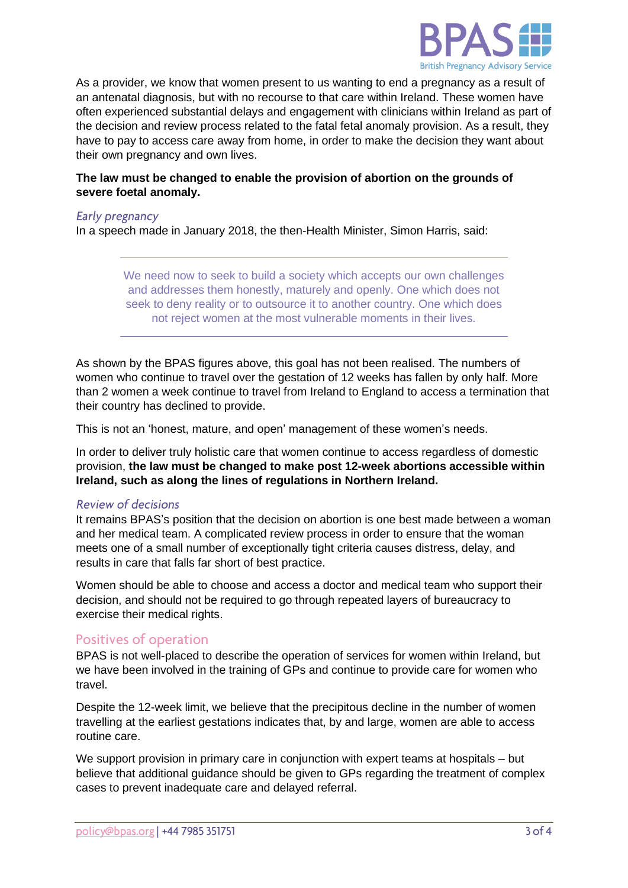As a provider, we know that women present to us wanting to end a pregnancy as a result of an antenatal diagnosis, but with no recourse to that care within Ireland. These women have often experienced substantial delays and engagement with clinicians within Ireland as part of the decision and review process related to the fatal fetal anomaly provision. As a result, they have to pay to access care away from home, in order to make the decision they want about their own pregnancy and own lives.

**The law must be changed to enable the provision of abortion on the grounds of severe foetal anomaly.**

### *Early pregnancy*

In a speech made in January 2018, the then-Health Minister, Simon Harris, said:

> We need now to seek to build a society which accepts our own challenges and addresses them honestly, maturely and openly. One which does not seek to deny reality or to outsource it to another country. One which does not reject women at the most vulnerable moments in their lives.

As shown by the BPAS figures above, this goal has not been realised. The numbers of women who continue to travel over the gestation of 12 weeks has fallen by only half. More than 2 women a week continue to travel from Ireland to England to access a termination that their country has declined to provide.

This is not an 'honest, mature, and open' management of these women's needs.

In order to deliver truly holistic care that women continue to access regardless of domestic provision, **the law must be changed to make post 12-week abortions accessible within Ireland, such as along the lines of regulations in Northern Ireland.**

### *Review of decisions*

It remains BPAS's position that the decision on abortion is one best made between a woman and her medical team. A complicated review process in order to ensure that the woman meets one of a small number of exceptionally tight criteria causes distress, delay, and results in care that falls far short of best practice.

Women should be able to choose and access a doctor and medical team who support their decision, and should not be required to go through repeated layers of bureaucracy to exercise their medical rights.

## Positives of operation

BPAS is not well-placed to describe the operation of services for women within Ireland, but we have been involved in the training of GPs and continue to provide care for women who travel.

Despite the 12-week limit, we believe that the precipitous decline in the number of women travelling at the earliest gestations indicates that, by and large, women are able to access routine care.

We support provision in primary care in conjunction with expert teams at hospitals – but believe that additional guidance should be given to GPs regarding the treatment of complex cases to prevent inadequate care and delayed referral.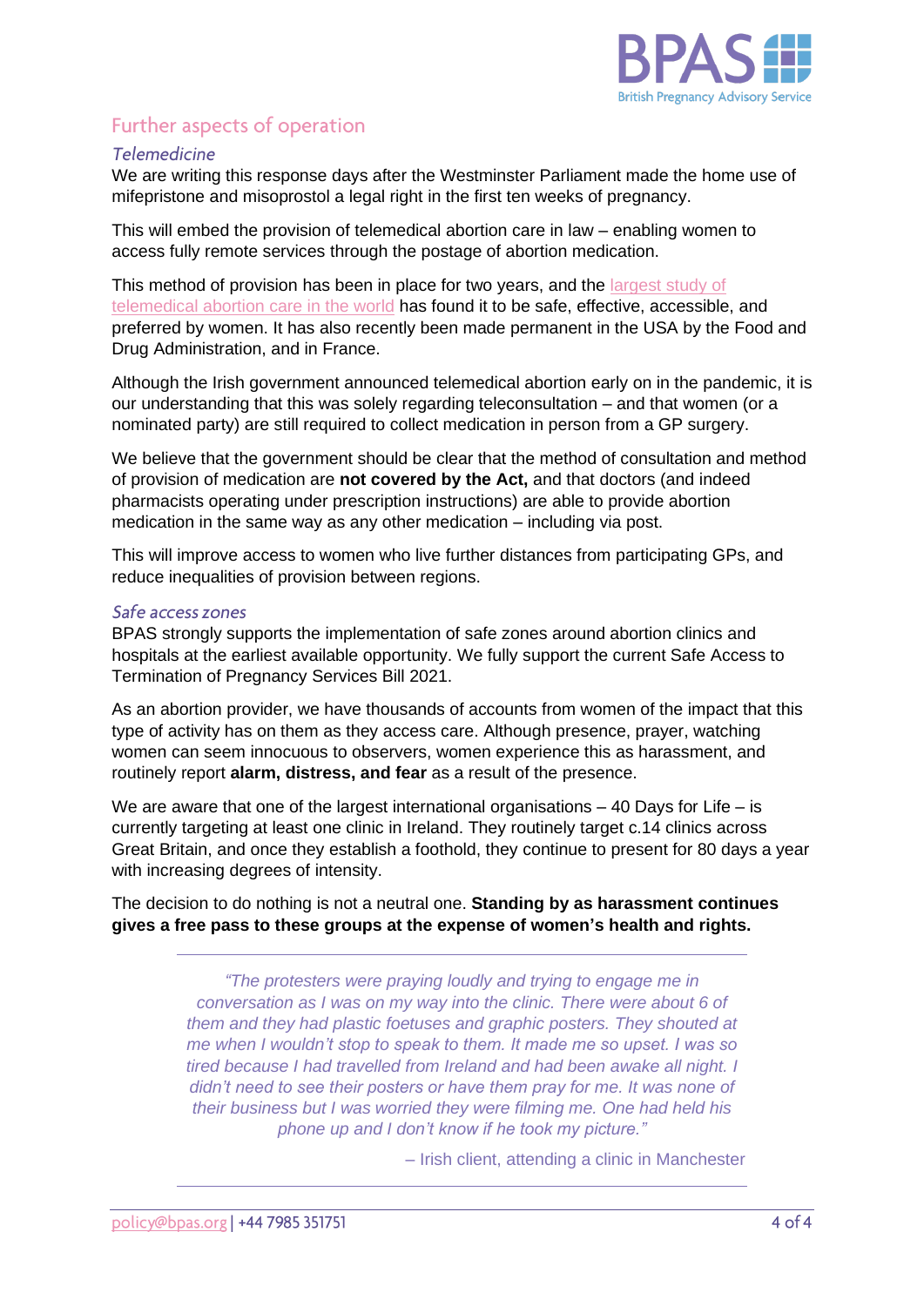## Further aspects of operation

### *Telemedicine*

We are writing this response days after the Westminster Parliament made the home use of mifepristone and misoprostol a legal right in the first ten weeks of pregnancy.

This will embed the provision of telemedical abortion care in law – enabling women to access fully remote services through the postage of abortion medication.

This method of provision has been in place for two years, and the largest study of telemedical abortion care in the world has found it to be safe, effective, accessible, and preferred by women. It has also recently been made permanent in the USA by the Food and Drug Administration, and in France.

Although the Irish government announced telemedical abortion early on in the pandemic, it is our understanding that this was solely regarding teleconsultation – and that women (or a nominated party) are still required to collect medication in person from a GP surgery.

We believe that the government should be clear that the method of consultation and method of provision of medication are **not covered by the Act,** and that doctors (and indeed pharmacists operating under prescription instructions) are able to provide abortion medication in the same way as any other medication – including via post.

This will improve access to women who live further distances from participating GPs, and reduce inequalities of provision between regions.

### *Safe access zones*

BPAS strongly supports the implementation of safe zones around abortion clinics and hospitals at the earliest available opportunity. We fully support the current Safe Access to Termination of Pregnancy Services Bill 2021.

As an abortion provider, we have thousands of accounts from women of the impact that this type of activity has on them as they access care. Although presence, prayer, watching women can seem innocuous to observers, women experience this as harassment, and routinely report **alarm, distress, and fear** as a result of the presence.

We are aware that one of the largest international organisations – 40 Days for Life – is currently targeting at least one clinic in Ireland. They routinely target c.14 clinics across Great Britain, and once they establish a foothold, they continue to present for 80 days a year with increasing degrees of intensity.

The decision to do nothing is not a neutral one. **Standing by as harassment continues gives a free pass to these groups at the expense of women's health and rights.**

---

> *"The protesters were praying loudly and trying to engage me in conversation as I was on my way into the clinic. There were about 6 of them and they had plastic foetuses and graphic posters. They shouted at me when I wouldn't stop to speak to them. It made me so upset. I was so tired because I had travelled from Ireland and had been awake all night. I didn't need to see their posters or have them pray for me. It was none of their business but I was worried they were filming me. One had held his phone up and I don't know if he took my picture."*
>
> – Irish client, attending a clinic in Manchester

---

policy@bpas.org | +44 7985 351751